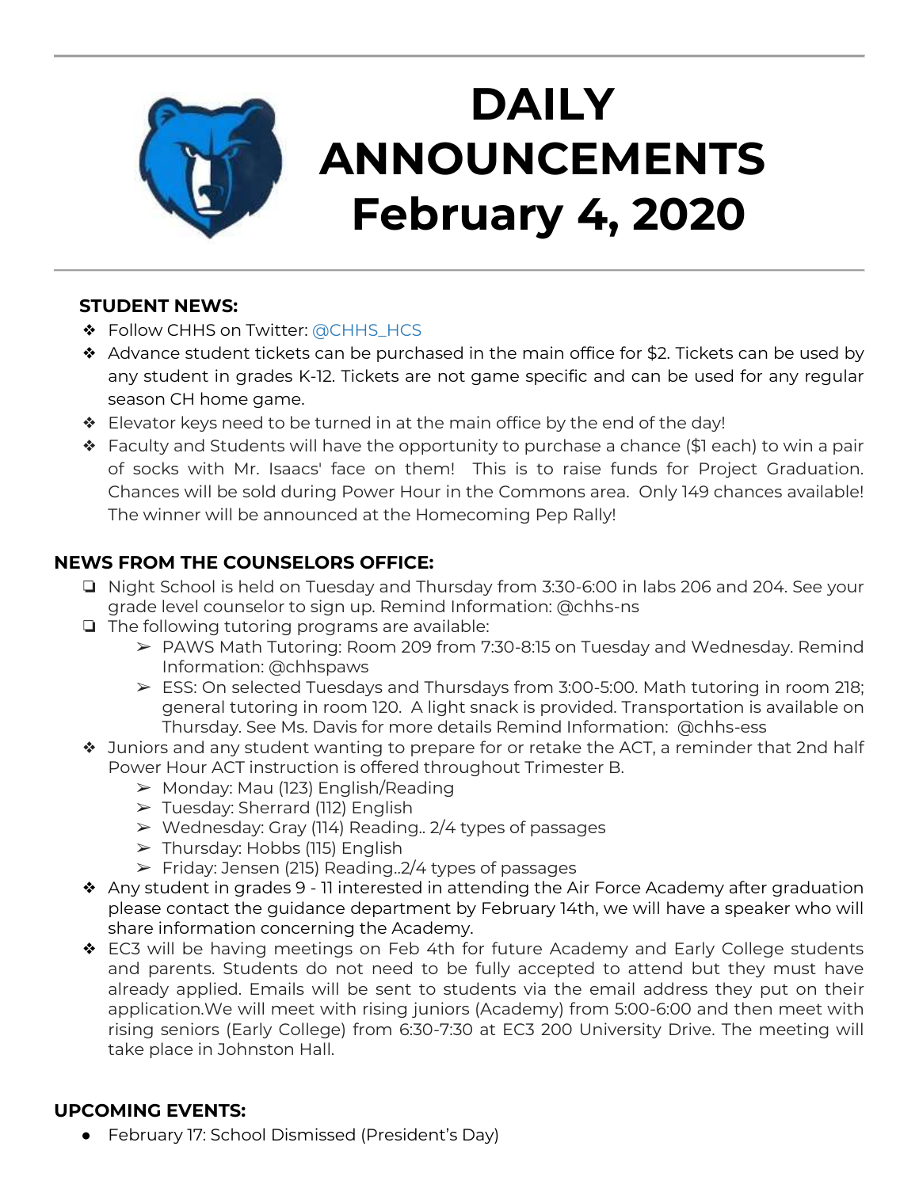# DAILY ANNOUNCEMENTS February 4, 2020

**STUDENT NEWS:**

- Follow CHHS on Twitter: @CHHS_HCS
- Advance student tickets can be purchased in the main office for $2. Tickets can be used by any student in grades K-12. Tickets are not game specific and can be used for any regular season CH home game.
- Elevator keys need to be turned in at the main office by the end of the day!
- Faculty and Students will have the opportunity to purchase a chance ($1 each) to win a pair of socks with Mr. Isaacs' face on them! This is to raise funds for Project Graduation. Chances will be sold during Power Hour in the Commons area. Only 149 chances available! The winner will be announced at the Homecoming Pep Rally!

**NEWS FROM THE COUNSELORS OFFICE:**

- Night School is held on Tuesday and Thursday from 3:30-6:00 in labs 206 and 204. See your grade level counselor to sign up. Remind Information: @chhs-ns
- The following tutoring programs are available:
  - PAWS Math Tutoring: Room 209 from 7:30-8:15 on Tuesday and Wednesday. Remind Information: @chhspaws
  - ESS: On selected Tuesdays and Thursdays from 3:00-5:00. Math tutoring in room 218; general tutoring in room 120. A light snack is provided. Transportation is available on Thursday. See Ms. Davis for more details Remind Information: @chhs-ess
- Juniors and any student wanting to prepare for or retake the ACT, a reminder that 2nd half Power Hour ACT instruction is offered throughout Trimester B.
  - Monday: Mau (123) English/Reading
  - Tuesday: Sherrard (112) English
  - Wednesday: Gray (114) Reading.. 2/4 types of passages
  - Thursday: Hobbs (115) English
  - Friday: Jensen (215) Reading..2/4 types of passages
- Any student in grades 9 - 11 interested in attending the Air Force Academy after graduation please contact the guidance department by February 14th, we will have a speaker who will share information concerning the Academy.
- EC3 will be having meetings on Feb 4th for future Academy and Early College students and parents. Students do not need to be fully accepted to attend but they must have already applied. Emails will be sent to students via the email address they put on their application.We will meet with rising juniors (Academy) from 5:00-6:00 and then meet with rising seniors (Early College) from 6:30-7:30 at EC3 200 University Drive. The meeting will take place in Johnston Hall.

**UPCOMING EVENTS:**

- February 17: School Dismissed (President's Day)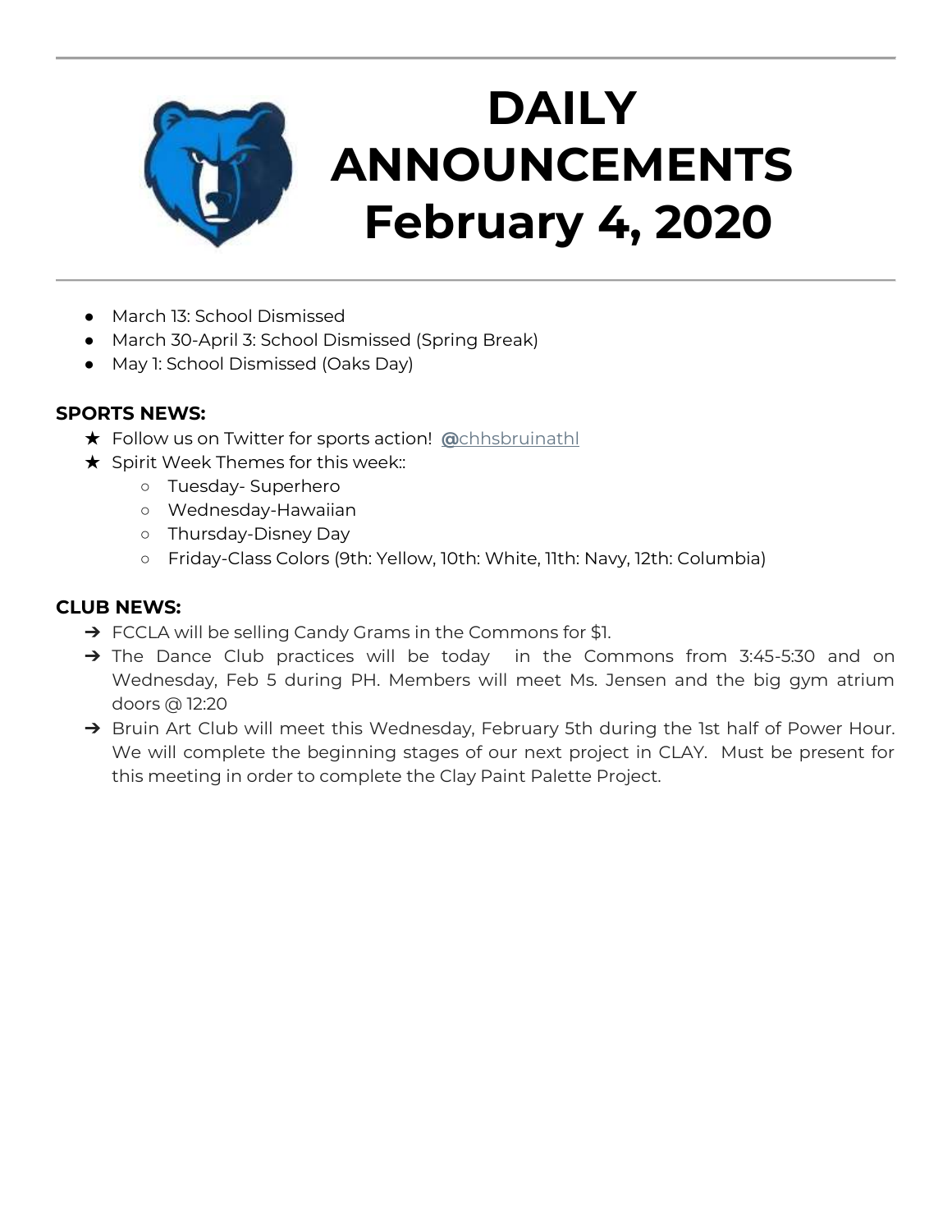# DAILY ANNOUNCEMENTS February 4, 2020

- March 13: School Dismissed
- March 30-April 3: School Dismissed (Spring Break)
- May 1: School Dismissed (Oaks Day)

**SPORTS NEWS:**

- Follow us on Twitter for sports action! @chhsbruinathl
- Spirit Week Themes for this week::
  - Tuesday- Superhero
  - Wednesday-Hawaiian
  - Thursday-Disney Day
  - Friday-Class Colors (9th: Yellow, 10th: White, 11th: Navy, 12th: Columbia)

**CLUB NEWS:**

- FCCLA will be selling Candy Grams in the Commons for $1.
- The Dance Club practices will be today in the Commons from 3:45-5:30 and on Wednesday, Feb 5 during PH. Members will meet Ms. Jensen and the big gym atrium doors @ 12:20
- Bruin Art Club will meet this Wednesday, February 5th during the 1st half of Power Hour. We will complete the beginning stages of our next project in CLAY. Must be present for this meeting in order to complete the Clay Paint Palette Project.